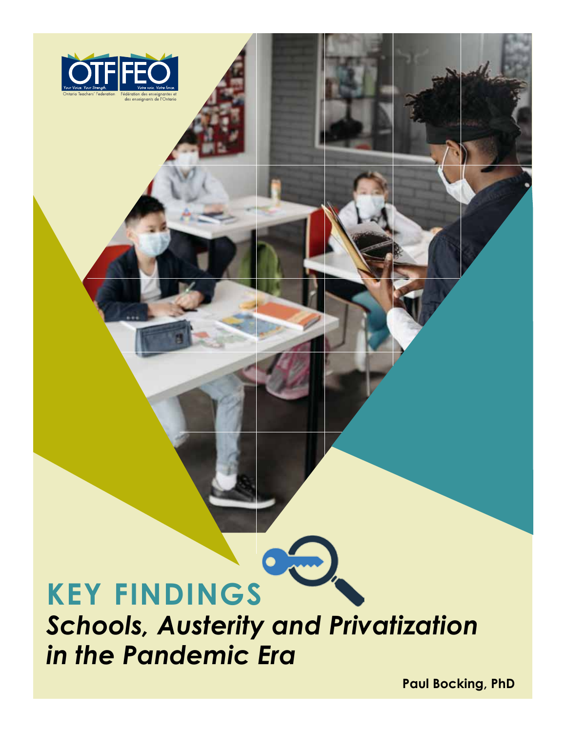OTF FEO

Ontario Teachers' Federation — Your Voice. Your Strength.

Fédération des enseignantes et des enseignants de l'Ontario — Votre voix. Votre force.

# KEY FINDINGS

## *Schools, Austerity and Privatization in the Pandemic Era*

**Paul Bocking, PhD**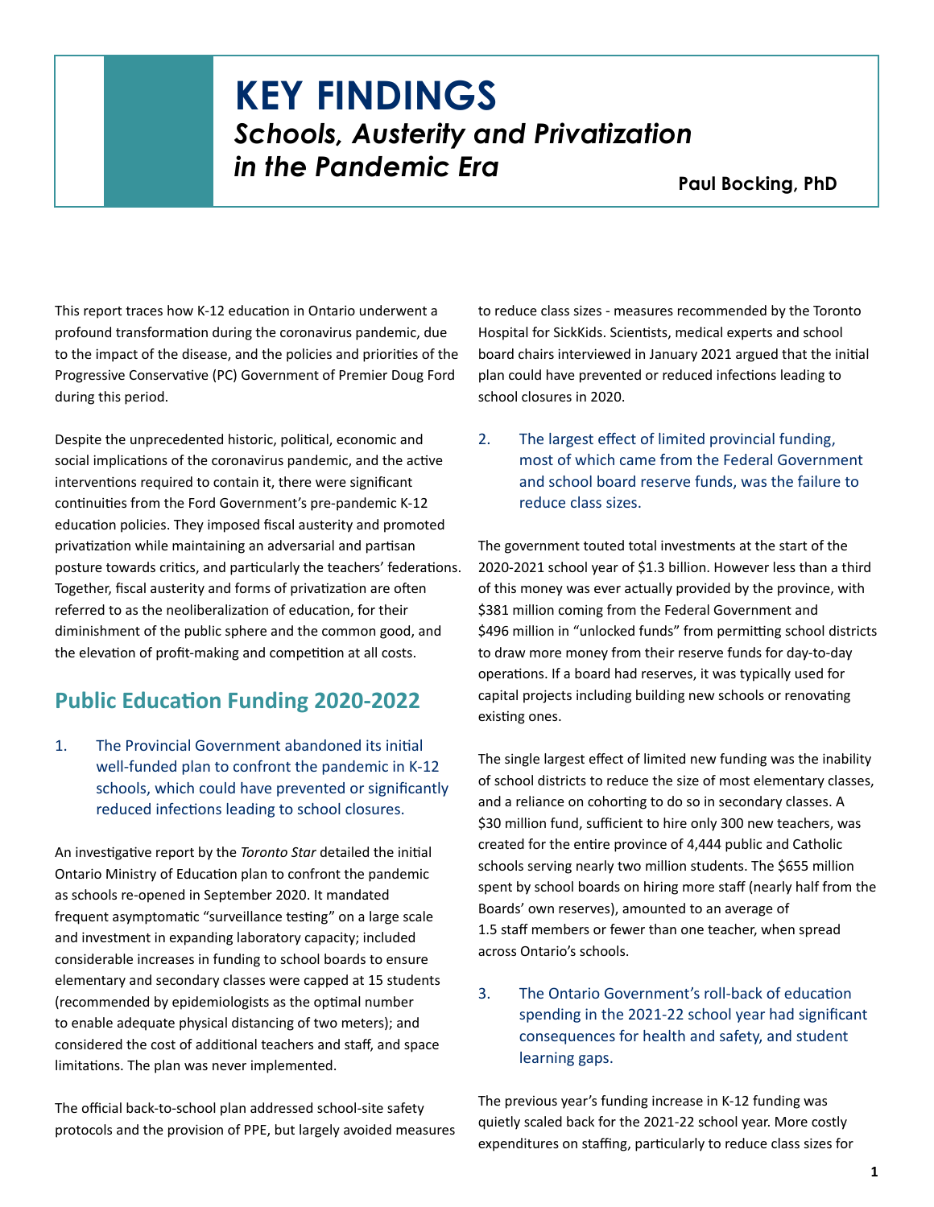# KEY FINDINGS

## *Schools, Austerity and Privatization in the Pandemic Era*

**Paul Bocking, PhD**

This report traces how K-12 education in Ontario underwent a profound transformation during the coronavirus pandemic, due to the impact of the disease, and the policies and priorities of the Progressive Conservative (PC) Government of Premier Doug Ford during this period.

Despite the unprecedented historic, political, economic and social implications of the coronavirus pandemic, and the active interventions required to contain it, there were significant continuities from the Ford Government's pre-pandemic K-12 education policies. They imposed fiscal austerity and promoted privatization while maintaining an adversarial and partisan posture towards critics, and particularly the teachers' federations. Together, fiscal austerity and forms of privatization are often referred to as the neoliberalization of education, for their diminishment of the public sphere and the common good, and the elevation of profit-making and competition at all costs.

## Public Education Funding 2020-2022

1. The Provincial Government abandoned its initial well-funded plan to confront the pandemic in K-12 schools, which could have prevented or significantly reduced infections leading to school closures.

An investigative report by the *Toronto Star* detailed the initial Ontario Ministry of Education plan to confront the pandemic as schools re-opened in September 2020. It mandated frequent asymptomatic "surveillance testing" on a large scale and investment in expanding laboratory capacity; included considerable increases in funding to school boards to ensure elementary and secondary classes were capped at 15 students (recommended by epidemiologists as the optimal number to enable adequate physical distancing of two meters); and considered the cost of additional teachers and staff, and space limitations. The plan was never implemented.

The official back-to-school plan addressed school-site safety protocols and the provision of PPE, but largely avoided measures to reduce class sizes - measures recommended by the Toronto Hospital for SickKids. Scientists, medical experts and school board chairs interviewed in January 2021 argued that the initial plan could have prevented or reduced infections leading to school closures in 2020.

2. The largest effect of limited provincial funding, most of which came from the Federal Government and school board reserve funds, was the failure to reduce class sizes.

The government touted total investments at the start of the 2020-2021 school year of \$1.3 billion. However less than a third of this money was ever actually provided by the province, with \$381 million coming from the Federal Government and \$496 million in "unlocked funds" from permitting school districts to draw more money from their reserve funds for day-to-day operations. If a board had reserves, it was typically used for capital projects including building new schools or renovating existing ones.

The single largest effect of limited new funding was the inability of school districts to reduce the size of most elementary classes, and a reliance on cohorting to do so in secondary classes. A \$30 million fund, sufficient to hire only 300 new teachers, was created for the entire province of 4,444 public and Catholic schools serving nearly two million students. The \$655 million spent by school boards on hiring more staff (nearly half from the Boards' own reserves), amounted to an average of 1.5 staff members or fewer than one teacher, when spread across Ontario's schools.

3. The Ontario Government's roll-back of education spending in the 2021-22 school year had significant consequences for health and safety, and student learning gaps.

The previous year's funding increase in K-12 funding was quietly scaled back for the 2021-22 school year. More costly expenditures on staffing, particularly to reduce class sizes for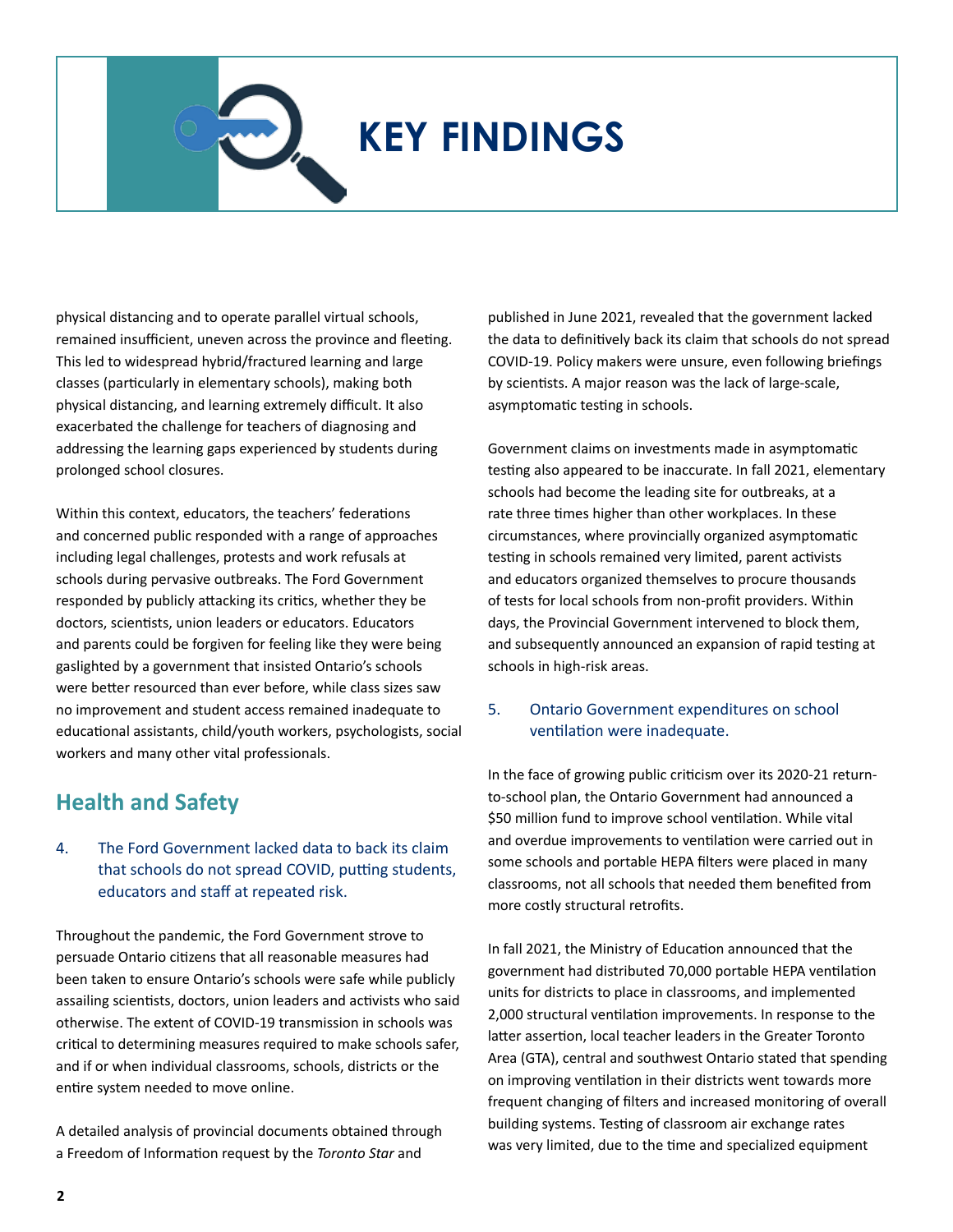# KEY FINDINGS

physical distancing and to operate parallel virtual schools, remained insufficient, uneven across the province and fleeting. This led to widespread hybrid/fractured learning and large classes (particularly in elementary schools), making both physical distancing, and learning extremely difficult. It also exacerbated the challenge for teachers of diagnosing and addressing the learning gaps experienced by students during prolonged school closures.

Within this context, educators, the teachers' federations and concerned public responded with a range of approaches including legal challenges, protests and work refusals at schools during pervasive outbreaks. The Ford Government responded by publicly attacking its critics, whether they be doctors, scientists, union leaders or educators. Educators and parents could be forgiven for feeling like they were being gaslighted by a government that insisted Ontario's schools were better resourced than ever before, while class sizes saw no improvement and student access remained inadequate to educational assistants, child/youth workers, psychologists, social workers and many other vital professionals.

## Health and Safety

### 4. The Ford Government lacked data to back its claim that schools do not spread COVID, putting students, educators and staff at repeated risk.

Throughout the pandemic, the Ford Government strove to persuade Ontario citizens that all reasonable measures had been taken to ensure Ontario's schools were safe while publicly assailing scientists, doctors, union leaders and activists who said otherwise. The extent of COVID-19 transmission in schools was critical to determining measures required to make schools safer, and if or when individual classrooms, schools, districts or the entire system needed to move online.

A detailed analysis of provincial documents obtained through a Freedom of Information request by the *Toronto Star* and published in June 2021, revealed that the government lacked the data to definitively back its claim that schools do not spread COVID-19. Policy makers were unsure, even following briefings by scientists. A major reason was the lack of large-scale, asymptomatic testing in schools.

Government claims on investments made in asymptomatic testing also appeared to be inaccurate. In fall 2021, elementary schools had become the leading site for outbreaks, at a rate three times higher than other workplaces. In these circumstances, where provincially organized asymptomatic testing in schools remained very limited, parent activists and educators organized themselves to procure thousands of tests for local schools from non-profit providers. Within days, the Provincial Government intervened to block them, and subsequently announced an expansion of rapid testing at schools in high-risk areas.

### 5. Ontario Government expenditures on school ventilation were inadequate.

In the face of growing public criticism over its 2020-21 return-to-school plan, the Ontario Government had announced a $50 million fund to improve school ventilation. While vital and overdue improvements to ventilation were carried out in some schools and portable HEPA filters were placed in many classrooms, not all schools that needed them benefited from more costly structural retrofits.

In fall 2021, the Ministry of Education announced that the government had distributed 70,000 portable HEPA ventilation units for districts to place in classrooms, and implemented 2,000 structural ventilation improvements. In response to the latter assertion, local teacher leaders in the Greater Toronto Area (GTA), central and southwest Ontario stated that spending on improving ventilation in their districts went towards more frequent changing of filters and increased monitoring of overall building systems. Testing of classroom air exchange rates was very limited, due to the time and specialized equipment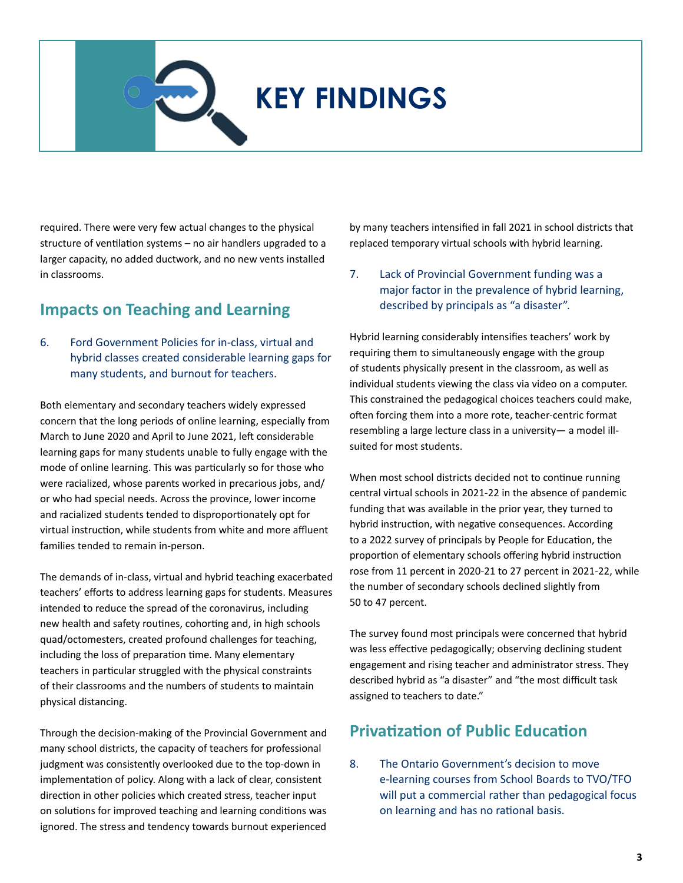# KEY FINDINGS

required. There were very few actual changes to the physical structure of ventilation systems – no air handlers upgraded to a larger capacity, no added ductwork, and no new vents installed in classrooms.

## Impacts on Teaching and Learning

6. Ford Government Policies for in-class, virtual and hybrid classes created considerable learning gaps for many students, and burnout for teachers.

Both elementary and secondary teachers widely expressed concern that the long periods of online learning, especially from March to June 2020 and April to June 2021, left considerable learning gaps for many students unable to fully engage with the mode of online learning. This was particularly so for those who were racialized, whose parents worked in precarious jobs, and/or who had special needs. Across the province, lower income and racialized students tended to disproportionately opt for virtual instruction, while students from white and more affluent families tended to remain in-person.

The demands of in-class, virtual and hybrid teaching exacerbated teachers' efforts to address learning gaps for students. Measures intended to reduce the spread of the coronavirus, including new health and safety routines, cohorting and, in high schools quad/octomesters, created profound challenges for teaching, including the loss of preparation time. Many elementary teachers in particular struggled with the physical constraints of their classrooms and the numbers of students to maintain physical distancing.

Through the decision-making of the Provincial Government and many school districts, the capacity of teachers for professional judgment was consistently overlooked due to the top-down in implementation of policy. Along with a lack of clear, consistent direction in other policies which created stress, teacher input on solutions for improved teaching and learning conditions was ignored. The stress and tendency towards burnout experienced by many teachers intensified in fall 2021 in school districts that replaced temporary virtual schools with hybrid learning.

7. Lack of Provincial Government funding was a major factor in the prevalence of hybrid learning, described by principals as "a disaster".

Hybrid learning considerably intensifies teachers' work by requiring them to simultaneously engage with the group of students physically present in the classroom, as well as individual students viewing the class via video on a computer. This constrained the pedagogical choices teachers could make, often forcing them into a more rote, teacher-centric format resembling a large lecture class in a university— a model ill-suited for most students.

When most school districts decided not to continue running central virtual schools in 2021-22 in the absence of pandemic funding that was available in the prior year, they turned to hybrid instruction, with negative consequences. According to a 2022 survey of principals by People for Education, the proportion of elementary schools offering hybrid instruction rose from 11 percent in 2020-21 to 27 percent in 2021-22, while the number of secondary schools declined slightly from 50 to 47 percent.

The survey found most principals were concerned that hybrid was less effective pedagogically; observing declining student engagement and rising teacher and administrator stress. They described hybrid as "a disaster" and "the most difficult task assigned to teachers to date."

## Privatization of Public Education

8. The Ontario Government's decision to move e-learning courses from School Boards to TVO/TFO will put a commercial rather than pedagogical focus on learning and has no rational basis.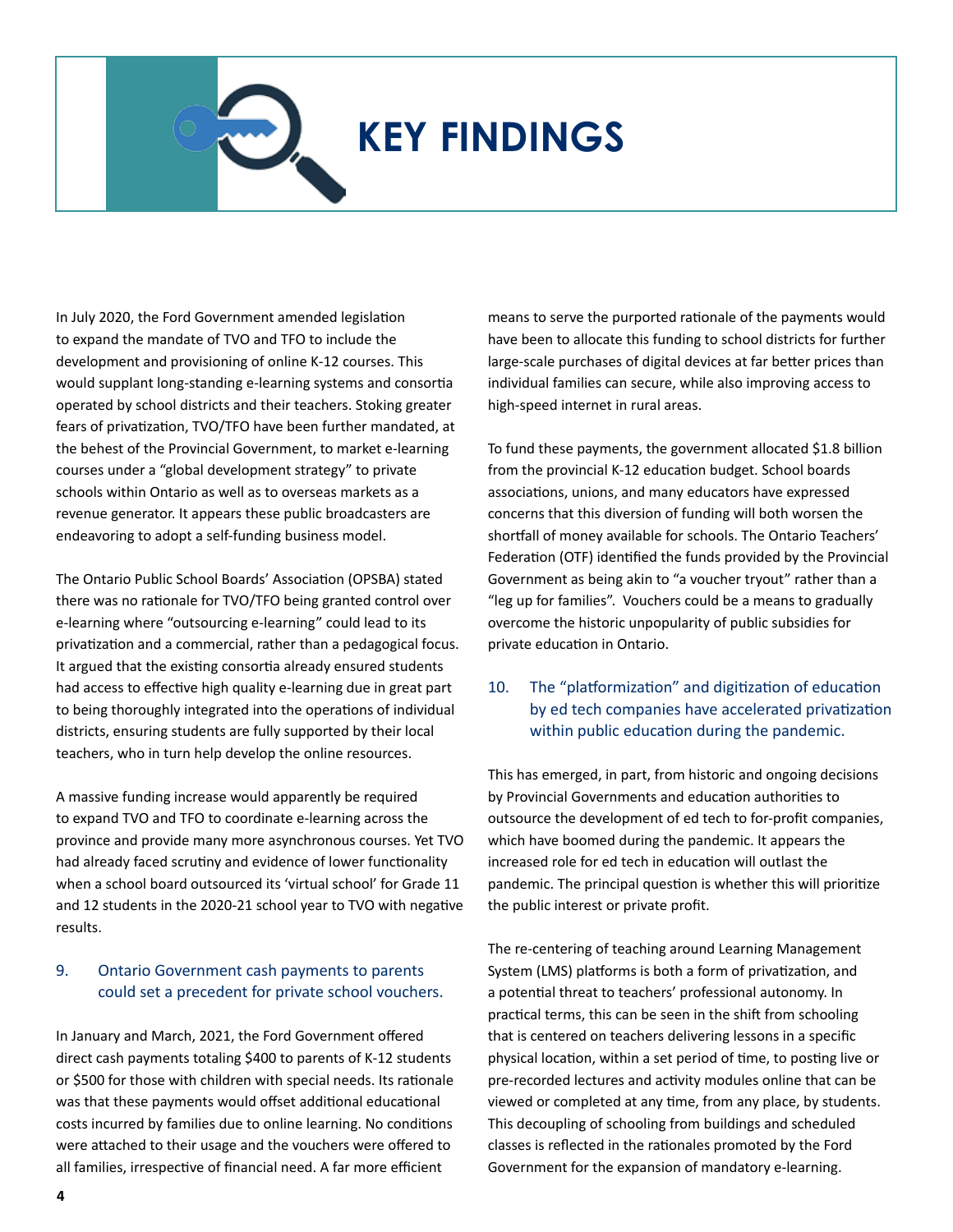# KEY FINDINGS

In July 2020, the Ford Government amended legislation to expand the mandate of TVO and TFO to include the development and provisioning of online K-12 courses. This would supplant long-standing e-learning systems and consortia operated by school districts and their teachers. Stoking greater fears of privatization, TVO/TFO have been further mandated, at the behest of the Provincial Government, to market e-learning courses under a "global development strategy" to private schools within Ontario as well as to overseas markets as a revenue generator. It appears these public broadcasters are endeavoring to adopt a self-funding business model.

The Ontario Public School Boards' Association (OPSBA) stated there was no rationale for TVO/TFO being granted control over e-learning where "outsourcing e-learning" could lead to its privatization and a commercial, rather than a pedagogical focus. It argued that the existing consortia already ensured students had access to effective high quality e-learning due in great part to being thoroughly integrated into the operations of individual districts, ensuring students are fully supported by their local teachers, who in turn help develop the online resources.

A massive funding increase would apparently be required to expand TVO and TFO to coordinate e-learning across the province and provide many more asynchronous courses. Yet TVO had already faced scrutiny and evidence of lower functionality when a school board outsourced its 'virtual school' for Grade 11 and 12 students in the 2020-21 school year to TVO with negative results.

### 9. Ontario Government cash payments to parents could set a precedent for private school vouchers.

In January and March, 2021, the Ford Government offered direct cash payments totaling $400 to parents of K-12 students or $500 for those with children with special needs. Its rationale was that these payments would offset additional educational costs incurred by families due to online learning. No conditions were attached to their usage and the vouchers were offered to all families, irrespective of financial need. A far more efficient means to serve the purported rationale of the payments would have been to allocate this funding to school districts for further large-scale purchases of digital devices at far better prices than individual families can secure, while also improving access to high-speed internet in rural areas.

To fund these payments, the government allocated $1.8 billion from the provincial K-12 education budget. School boards associations, unions, and many educators have expressed concerns that this diversion of funding will both worsen the shortfall of money available for schools. The Ontario Teachers' Federation (OTF) identified the funds provided by the Provincial Government as being akin to "a voucher tryout" rather than a "leg up for families". Vouchers could be a means to gradually overcome the historic unpopularity of public subsidies for private education in Ontario.

### 10. The "platformization" and digitization of education by ed tech companies have accelerated privatization within public education during the pandemic.

This has emerged, in part, from historic and ongoing decisions by Provincial Governments and education authorities to outsource the development of ed tech to for-profit companies, which have boomed during the pandemic. It appears the increased role for ed tech in education will outlast the pandemic. The principal question is whether this will prioritize the public interest or private profit.

The re-centering of teaching around Learning Management System (LMS) platforms is both a form of privatization, and a potential threat to teachers' professional autonomy. In practical terms, this can be seen in the shift from schooling that is centered on teachers delivering lessons in a specific physical location, within a set period of time, to posting live or pre-recorded lectures and activity modules online that can be viewed or completed at any time, from any place, by students. This decoupling of schooling from buildings and scheduled classes is reflected in the rationales promoted by the Ford Government for the expansion of mandatory e-learning.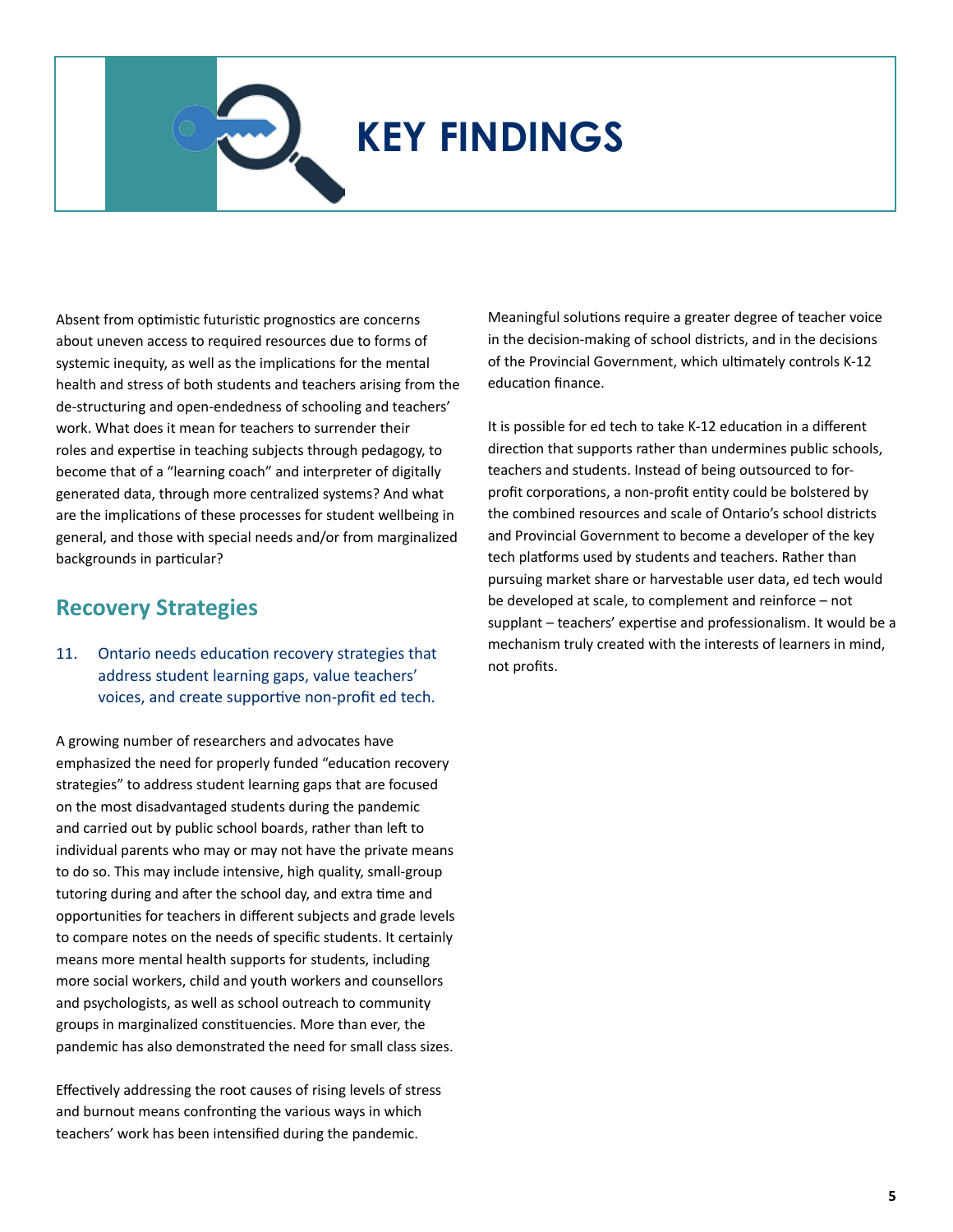# KEY FINDINGS

Absent from optimistic futuristic prognostics are concerns about uneven access to required resources due to forms of systemic inequity, as well as the implications for the mental health and stress of both students and teachers arising from the de-structuring and open-endedness of schooling and teachers' work. What does it mean for teachers to surrender their roles and expertise in teaching subjects through pedagogy, to become that of a "learning coach" and interpreter of digitally generated data, through more centralized systems? And what are the implications of these processes for student wellbeing in general, and those with special needs and/or from marginalized backgrounds in particular?

## Recovery Strategies

### 11. Ontario needs education recovery strategies that address student learning gaps, value teachers' voices, and create supportive non-profit ed tech.

A growing number of researchers and advocates have emphasized the need for properly funded "education recovery strategies" to address student learning gaps that are focused on the most disadvantaged students during the pandemic and carried out by public school boards, rather than left to individual parents who may or may not have the private means to do so. This may include intensive, high quality, small-group tutoring during and after the school day, and extra time and opportunities for teachers in different subjects and grade levels to compare notes on the needs of specific students. It certainly means more mental health supports for students, including more social workers, child and youth workers and counsellors and psychologists, as well as school outreach to community groups in marginalized constituencies. More than ever, the pandemic has also demonstrated the need for small class sizes.

Effectively addressing the root causes of rising levels of stress and burnout means confronting the various ways in which teachers' work has been intensified during the pandemic.

Meaningful solutions require a greater degree of teacher voice in the decision-making of school districts, and in the decisions of the Provincial Government, which ultimately controls K-12 education finance.

It is possible for ed tech to take K-12 education in a different direction that supports rather than undermines public schools, teachers and students. Instead of being outsourced to for-profit corporations, a non-profit entity could be bolstered by the combined resources and scale of Ontario's school districts and Provincial Government to become a developer of the key tech platforms used by students and teachers. Rather than pursuing market share or harvestable user data, ed tech would be developed at scale, to complement and reinforce – not supplant – teachers' expertise and professionalism. It would be a mechanism truly created with the interests of learners in mind, not profits.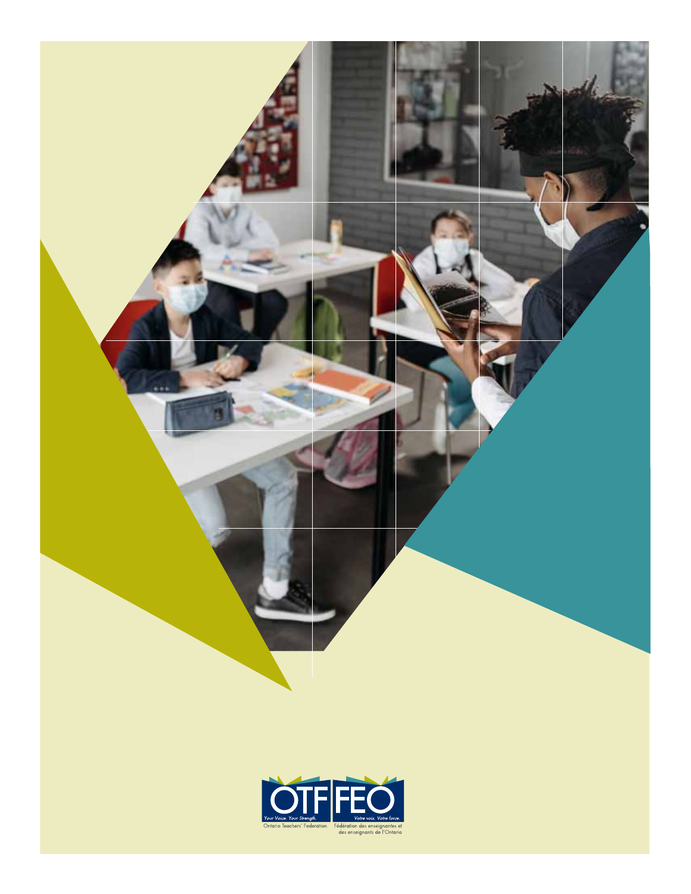OTF FEO

Your Voice. Your Strength.

Votre voix. Votre force.

Ontario Teachers' Federation

Fédération des enseignantes et des enseignants de l'Ontario